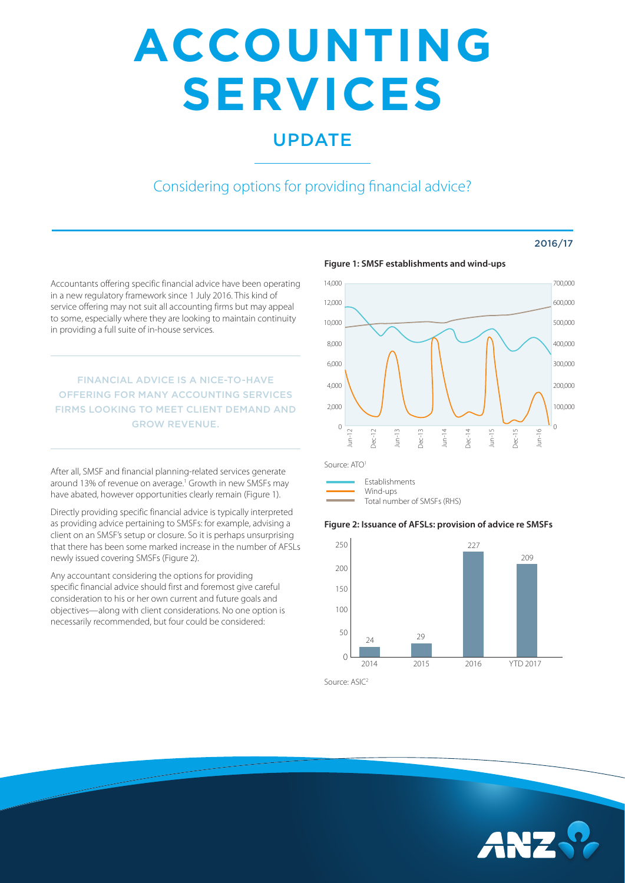# ACCOUNTING SERVICES

## UPDATE

### Considering options for providing financial advice?

2016/17

Accountants offering specific financial advice have been operating in a new regulatory framework since 1 July 2016. This kind of service offering may not suit all accounting firms but may appeal to some, especially where they are looking to maintain continuity in providing a full suite of in-house services.

FINANCIAL ADVICE IS A NICE-TO-HAVE OFFERING FOR MANY ACCOUNTING SERVICES FIRMS LOOKING TO MEET CLIENT DEMAND AND GROW REVENUE.

After all, SMSF and financial planning-related services generate around 13% of revenue on average.[1] Growth in new SMSFs may have abated, however opportunities clearly remain (Figure 1).

Directly providing specific financial advice is typically interpreted as providing advice pertaining to SMSFs: for example, advising a client on an SMSF's setup or closure. So it is perhaps unsurprising that there has been some marked increase in the number of AFSLs newly issued covering SMSFs (Figure 2).

Any accountant considering the options for providing specific financial advice should first and foremost give careful consideration to his or her own current and future goals and objectives—along with client considerations. No one option is necessarily recommended, but four could be considered:

**Figure 1: SMSF establishments and wind-ups**

Source: ATO[1]

- Establishments
- Wind-ups
- Total number of SMSFs (RHS)

**Figure 2: Issuance of AFSLs: provision of advice re SMSFs**

| Year | AFSLs issued |
| --- | --- |
| 2014 | 24 |
| 2015 | 29 |
| 2016 | 227 |
| YTD 2017 | 209 |

Source: ASIC[2]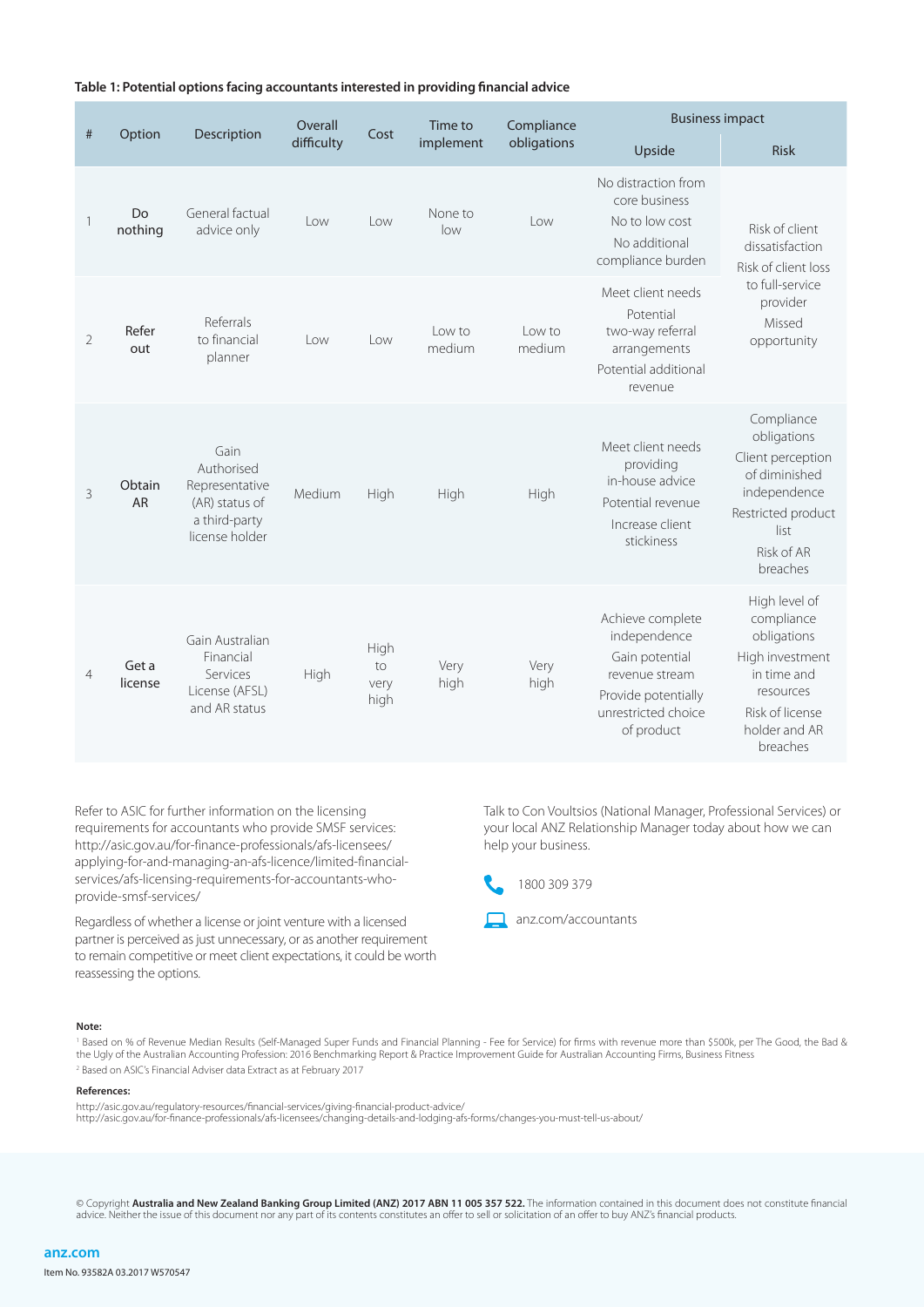**Table 1: Potential options facing accountants interested in providing financial advice**

| # | Option | Description | Overall difficulty | Cost | Time to implement | Compliance obligations | Business impact | |
|---|---|---|---|---|---|---|---|---|
| | | | | | | | Upside | Risk |
| 1 | Do nothing | General factual advice only | Low | Low | None to low | Low | No distraction from core business<br>No to low cost<br>No additional compliance burden | Risk of client dissatisfaction<br>Risk of client loss to full-service provider<br>Missed opportunity |
| 2 | Refer out | Referrals to financial planner | Low | Low | Low to medium | Low to medium | Meet client needs<br>Potential two-way referral arrangements<br>Potential additional revenue | |
| 3 | Obtain AR | Gain Authorised Representative (AR) status of a third-party license holder | Medium | High | High | High | Meet client needs providing in-house advice<br>Potential revenue<br>Increase client stickiness | Compliance obligations<br>Client perception of diminished independence<br>Restricted product list<br>Risk of AR breaches |
| 4 | Get a license | Gain Australian Financial Services License (AFSL) and AR status | High | High to very high | Very high | Very high | Achieve complete independence<br>Gain potential revenue stream<br>Provide potentially unrestricted choice of product | High level of compliance obligations<br>High investment in time and resources<br>Risk of license holder and AR breaches |

Refer to ASIC for further information on the licensing requirements for accountants who provide SMSF services: http://asic.gov.au/for-finance-professionals/afs-licensees/applying-for-and-managing-an-afs-licence/limited-financial-services/afs-licensing-requirements-for-accountants-who-provide-smsf-services/

Regardless of whether a license or joint venture with a licensed partner is perceived as just unnecessary, or as another requirement to remain competitive or meet client expectations, it could be worth reassessing the options.

Talk to Con Voultsios (National Manager, Professional Services) or your local ANZ Relationship Manager today about how we can help your business.

1800 309 379

anz.com/accountants

**Note:**

[1] Based on % of Revenue Median Results (Self-Managed Super Funds and Financial Planning - Fee for Service) for firms with revenue more than $500k, per The Good, the Bad & the Ugly of the Australian Accounting Profession: 2016 Benchmarking Report & Practice Improvement Guide for Australian Accounting Firms, Business Fitness

[2] Based on ASIC's Financial Adviser data Extract as at February 2017

**References:**

http://asic.gov.au/regulatory-resources/financial-services/giving-financial-product-advice/
http://asic.gov.au/for-finance-professionals/afs-licensees/changing-details-and-lodging-afs-forms/changes-you-must-tell-us-about/

© Copyright **Australia and New Zealand Banking Group Limited (ANZ) 2017 ABN 11 005 357 522.** The information contained in this document does not constitute financial advice. Neither the issue of this document nor any part of its contents constitutes an offer to sell or solicitation of an offer to buy ANZ's financial products.

**anz.com**

Item No. 93582A 03.2017 W570547